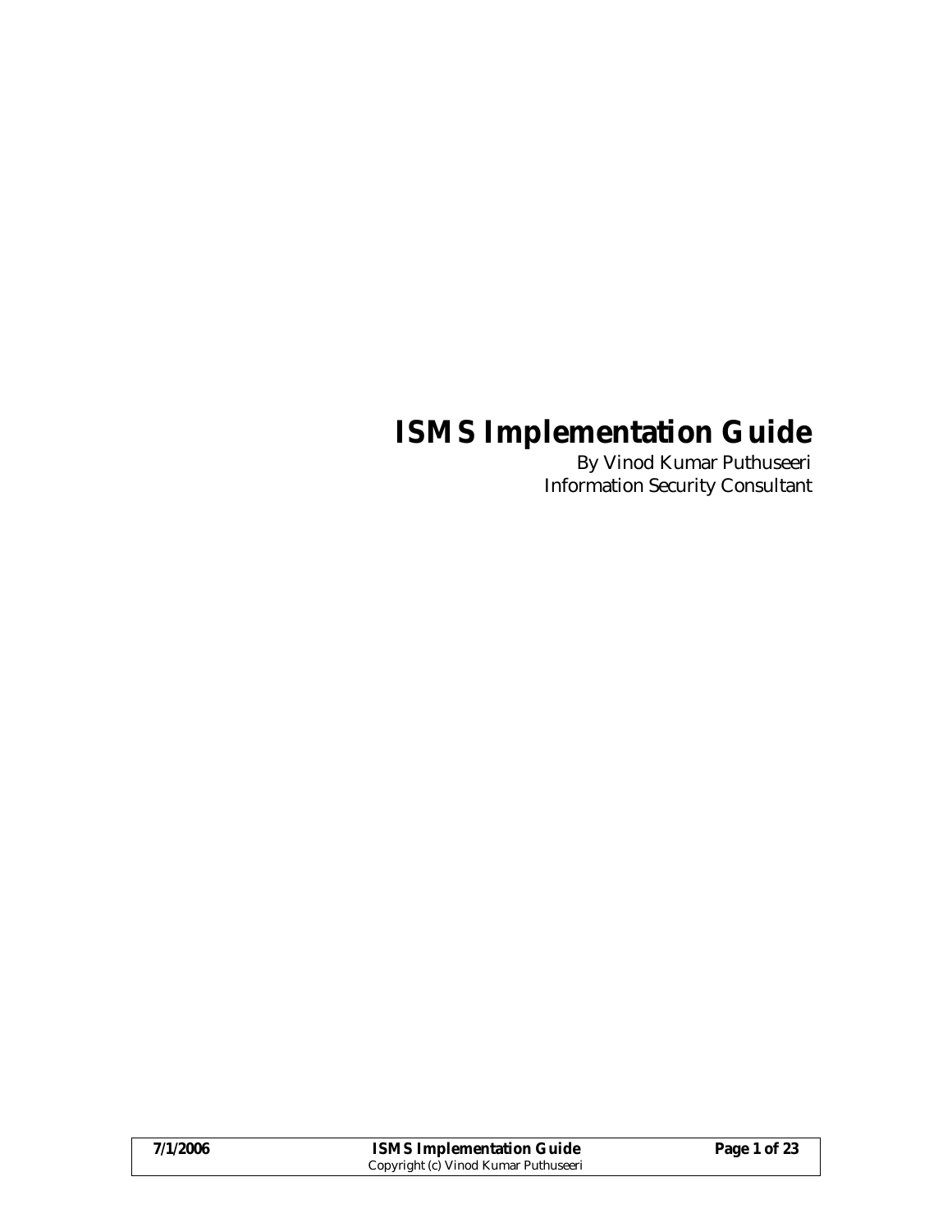# ISMS Implementation Guide

By Vinod Kumar Puthuseeri
Information Security Consultant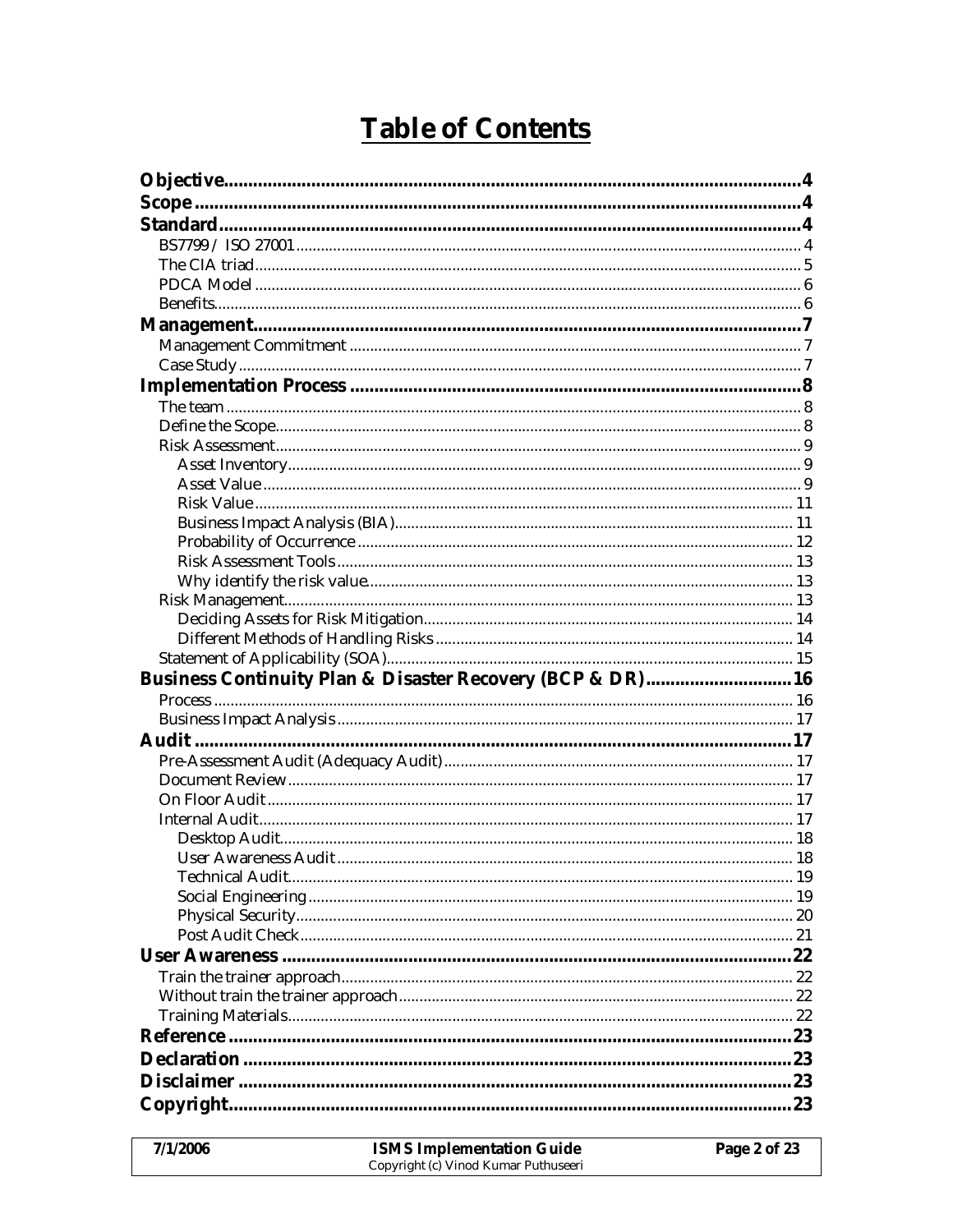# Table of Contents

**Objective** .......... 4
**Scope** .......... 4
**Standard** .......... 4
- BS7799 / ISO 27001 .......... 4
- The CIA triad .......... 5
- PDCA Model .......... 6
- Benefits .......... 6

**Management** .......... 7
- Management Commitment .......... 7
- Case Study .......... 7

**Implementation Process** .......... 8
- The team .......... 8
- Define the Scope .......... 8
- Risk Assessment .......... 9
  - Asset Inventory .......... 9
  - Asset Value .......... 9
  - Risk Value .......... 11
  - Business Impact Analysis (BIA) .......... 11
  - Probability of Occurrence .......... 12
  - Risk Assessment Tools .......... 13
  - Why identify the risk value .......... 13
- Risk Management .......... 13
  - Deciding Assets for Risk Mitigation .......... 14
  - Different Methods of Handling Risks .......... 14
- Statement of Applicability (SOA) .......... 15

**Business Continuity Plan & Disaster Recovery (BCP & DR)** .......... 16
- Process .......... 16
- Business Impact Analysis .......... 17

**Audit** .......... 17
- Pre-Assessment Audit (Adequacy Audit) .......... 17
- Document Review .......... 17
- On Floor Audit .......... 17
- Internal Audit .......... 17
  - Desktop Audit .......... 18
  - User Awareness Audit .......... 18
  - Technical Audit .......... 19
  - Social Engineering .......... 19
  - Physical Security .......... 20
  - Post Audit Check .......... 21

**User Awareness** .......... 22
- Train the trainer approach .......... 22
- Without train the trainer approach .......... 22
- Training Materials .......... 22

**Reference** .......... 23
**Declaration** .......... 23
**Disclaimer** .......... 23
**Copyright** .......... 23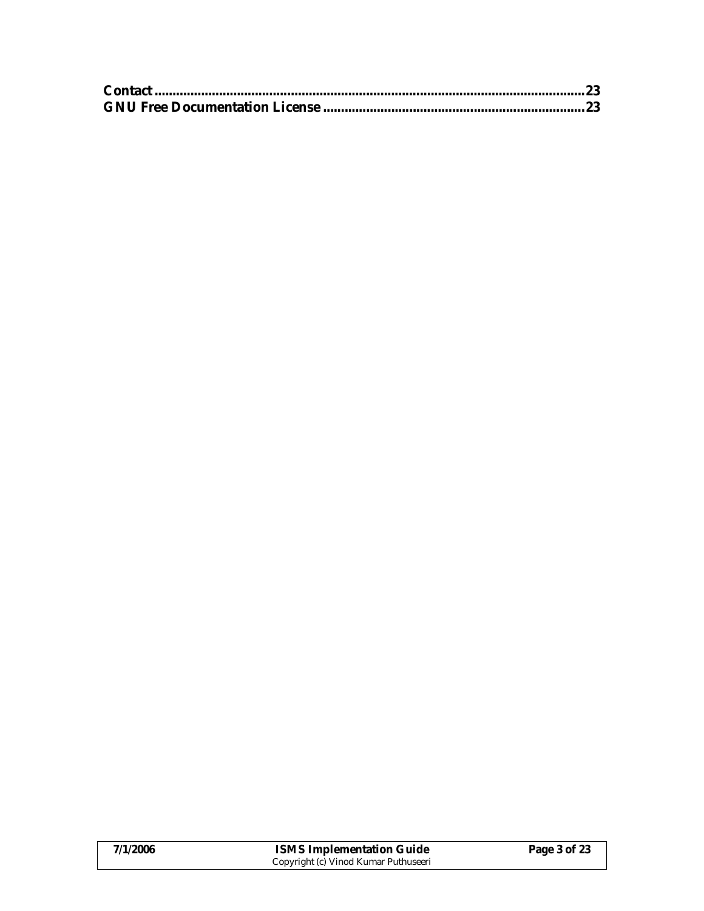**Contact**......................................................................................................................23
**GNU Free Documentation License**........................................................................23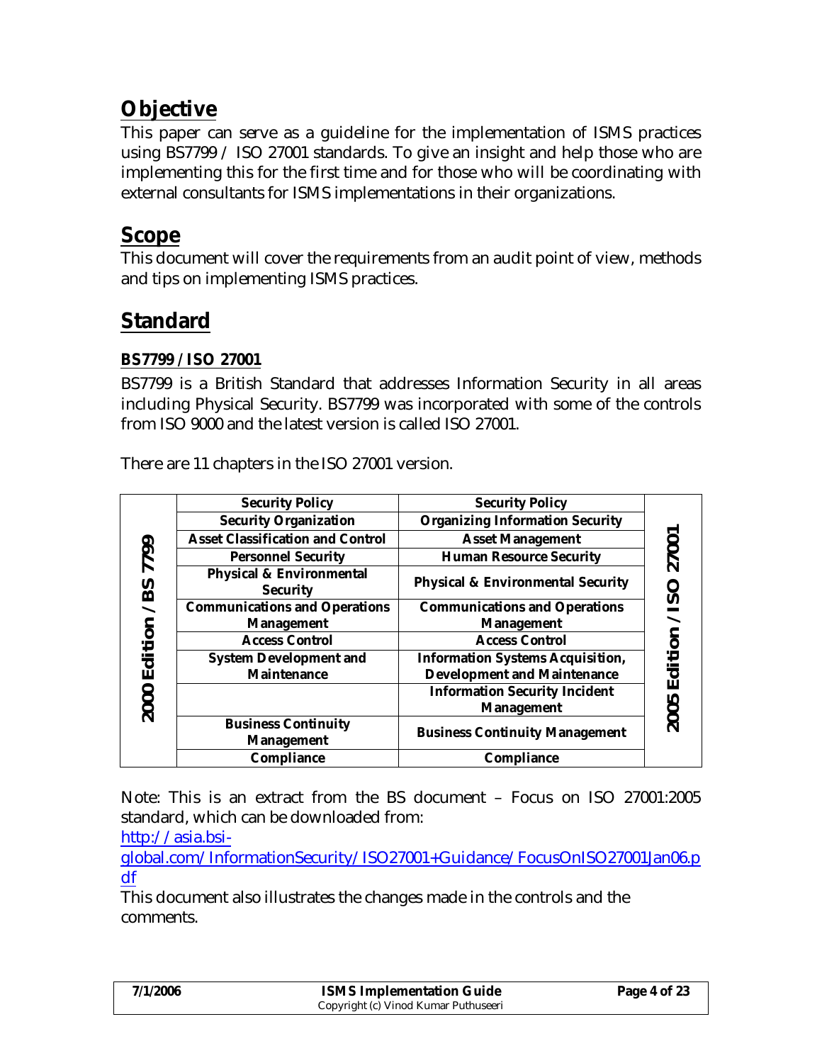## Objective

This paper can serve as a guideline for the implementation of ISMS practices using BS7799 / ISO 27001 standards. To give an insight and help those who are implementing this for the first time and for those who will be coordinating with external consultants for ISMS implementations in their organizations.

## Scope

This document will cover the requirements from an audit point of view, methods and tips on implementing ISMS practices.

## Standard

### BS7799 / ISO 27001

BS7799 is a British Standard that addresses Information Security in all areas including Physical Security. BS7799 was incorporated with some of the controls from ISO 9000 and the latest version is called ISO 27001.

There are 11 chapters in the ISO 27001 version.

| 2000 Edition / BS 7799 | 2005 Edition / ISO 27001 |
|---|---|
| Security Policy | Security Policy |
| Security Organization | Organizing Information Security |
| Asset Classification and Control | Asset Management |
| Personnel Security | Human Resource Security |
| Physical & Environmental Security | Physical & Environmental Security |
| Communications and Operations Management | Communications and Operations Management |
| Access Control | Access Control |
| System Development and Maintenance | Information Systems Acquisition, Development and Maintenance |
| | Information Security Incident Management |
| Business Continuity Management | Business Continuity Management |
| Compliance | Compliance |

Note: This is an extract from the BS document – Focus on ISO 27001:2005 standard, which can be downloaded from:
[http://asia.bsi-global.com/InformationSecurity/ISO27001+Guidance/FocusOnISO27001Jan06.pdf](http://asia.bsi-global.com/InformationSecurity/ISO27001+Guidance/FocusOnISO27001Jan06.pdf)
This document also illustrates the changes made in the controls and the comments.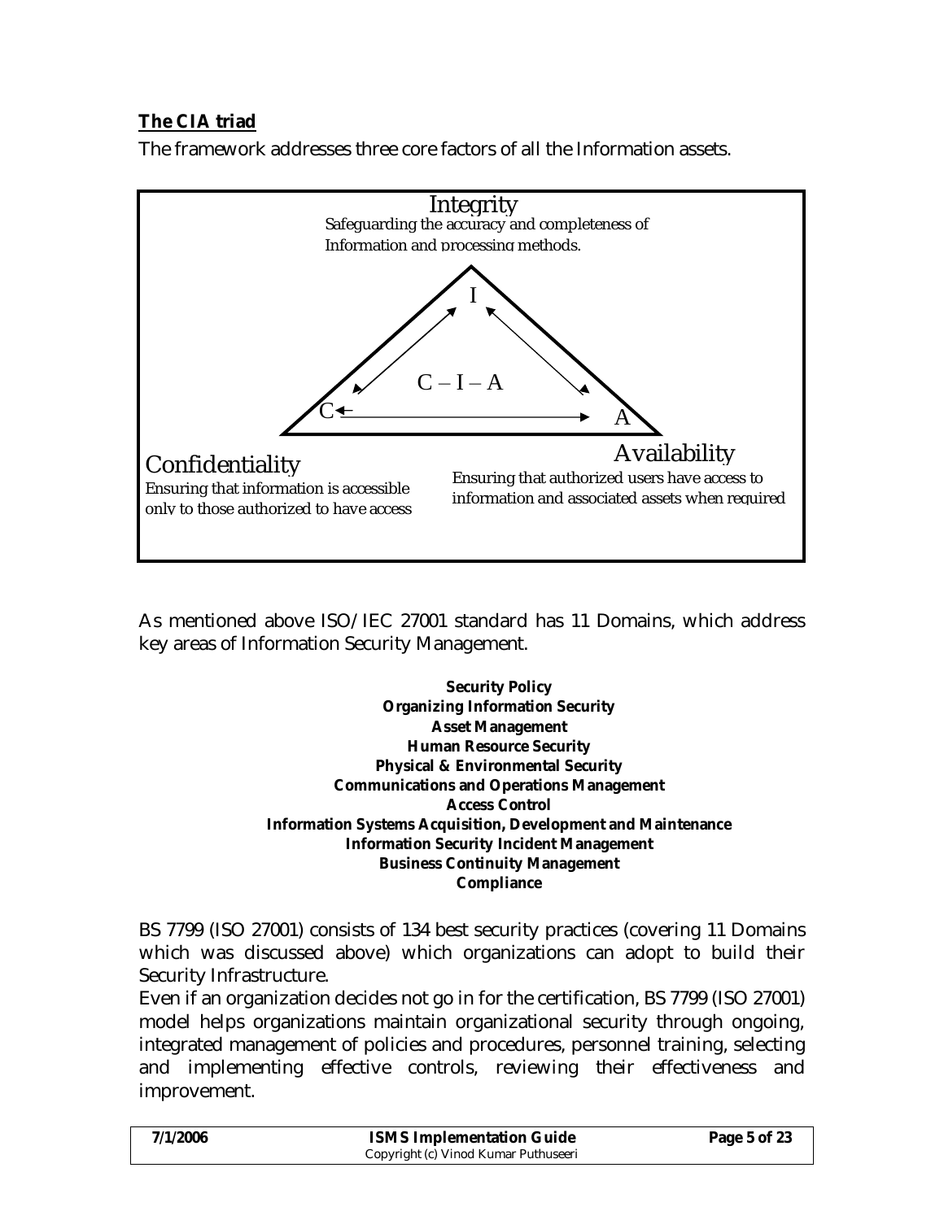**The CIA triad**

The framework addresses three core factors of all the Information assets.

Integrity
Safeguarding the accuracy and completeness of Information and processing methods.

C – I – A

Confidentiality
Ensuring that information is accessible only to those authorized to have access

Availability
Ensuring that authorized users have access to information and associated assets when required

As mentioned above ISO/IEC 27001 standard has 11 Domains, which address key areas of Information Security Management.

**Security Policy**
**Organizing Information Security**
**Asset Management**
**Human Resource Security**
**Physical & Environmental Security**
**Communications and Operations Management**
**Access Control**
**Information Systems Acquisition, Development and Maintenance**
**Information Security Incident Management**
**Business Continuity Management**
**Compliance**

BS 7799 (ISO 27001) consists of 134 best security practices (covering 11 Domains which was discussed above) which organizations can adopt to build their Security Infrastructure.

Even if an organization decides not go in for the certification, BS 7799 (ISO 27001) model helps organizations maintain organizational security through ongoing, integrated management of policies and procedures, personnel training, selecting and implementing effective controls, reviewing their effectiveness and improvement.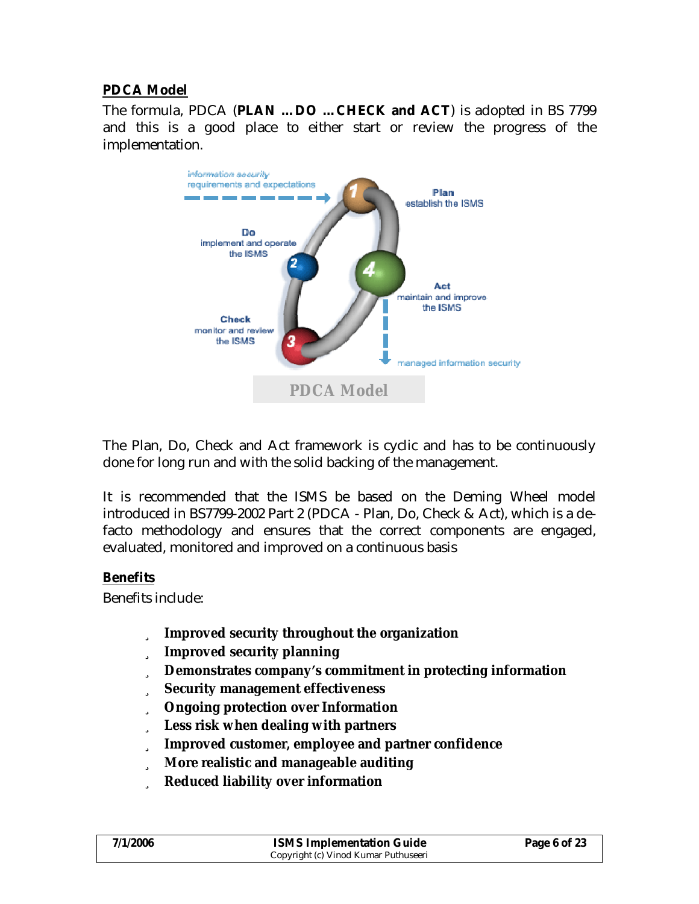## PDCA Model

The formula, PDCA (**PLAN … DO … CHECK and ACT**) is adopted in BS 7799 and this is a good place to either start or review the progress of the implementation.

PDCA Model

The Plan, Do, Check and Act framework is cyclic and has to be continuously done for long run and with the solid backing of the management.

It is recommended that the ISMS be based on the Deming Wheel model introduced in BS7799-2002 Part 2 (PDCA - Plan, Do, Check & Act), which is a de-facto methodology and ensures that the correct components are engaged, evaluated, monitored and improved on a continuous basis

## Benefits

Benefits include:

- **Improved security throughout the organization**
- **Improved security planning**
- **Demonstrates company's commitment in protecting information**
- **Security management effectiveness**
- **Ongoing protection over Information**
- **Less risk when dealing with partners**
- **Improved customer, employee and partner confidence**
- **More realistic and manageable auditing**
- **Reduced liability over information**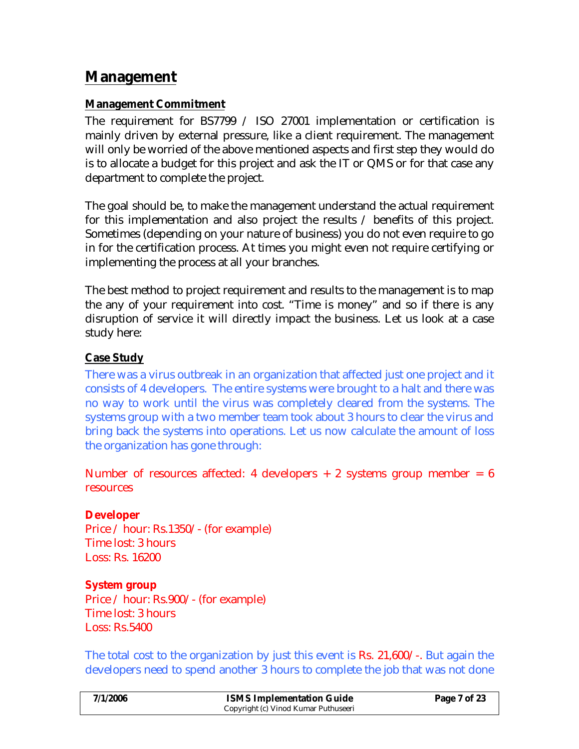# Management

## Management Commitment

The requirement for BS7799 / ISO 27001 implementation or certification is mainly driven by external pressure, like a client requirement. The management will only be worried of the above mentioned aspects and first step they would do is to allocate a budget for this project and ask the IT or QMS or for that case any department to complete the project.

The goal should be, to make the management understand the actual requirement for this implementation and also project the results / benefits of this project. Sometimes (depending on your nature of business) you do not even require to go in for the certification process. At times you might even not require certifying or implementing the process at all your branches.

The best method to project requirement and results to the management is to map the any of your requirement into cost. "Time is money" and so if there is any disruption of service it will directly impact the business. Let us look at a case study here:

## Case Study

There was a virus outbreak in an organization that affected just one project and it consists of 4 developers. The entire systems were brought to a halt and there was no way to work until the virus was completely cleared from the systems. The systems group with a two member team took about 3 hours to clear the virus and bring back the systems into operations. Let us now calculate the amount of loss the organization has gone through:

Number of resources affected: 4 developers + 2 systems group member = 6 resources

**Developer**
Price / hour: Rs.1350/- (for example)
Time lost: 3 hours
Loss: Rs. 16200

**System group**
Price / hour: Rs.900/- (for example)
Time lost: 3 hours
Loss: Rs.5400

The total cost to the organization by just this event is Rs. 21,600/-. But again the developers need to spend another 3 hours to complete the job that was not done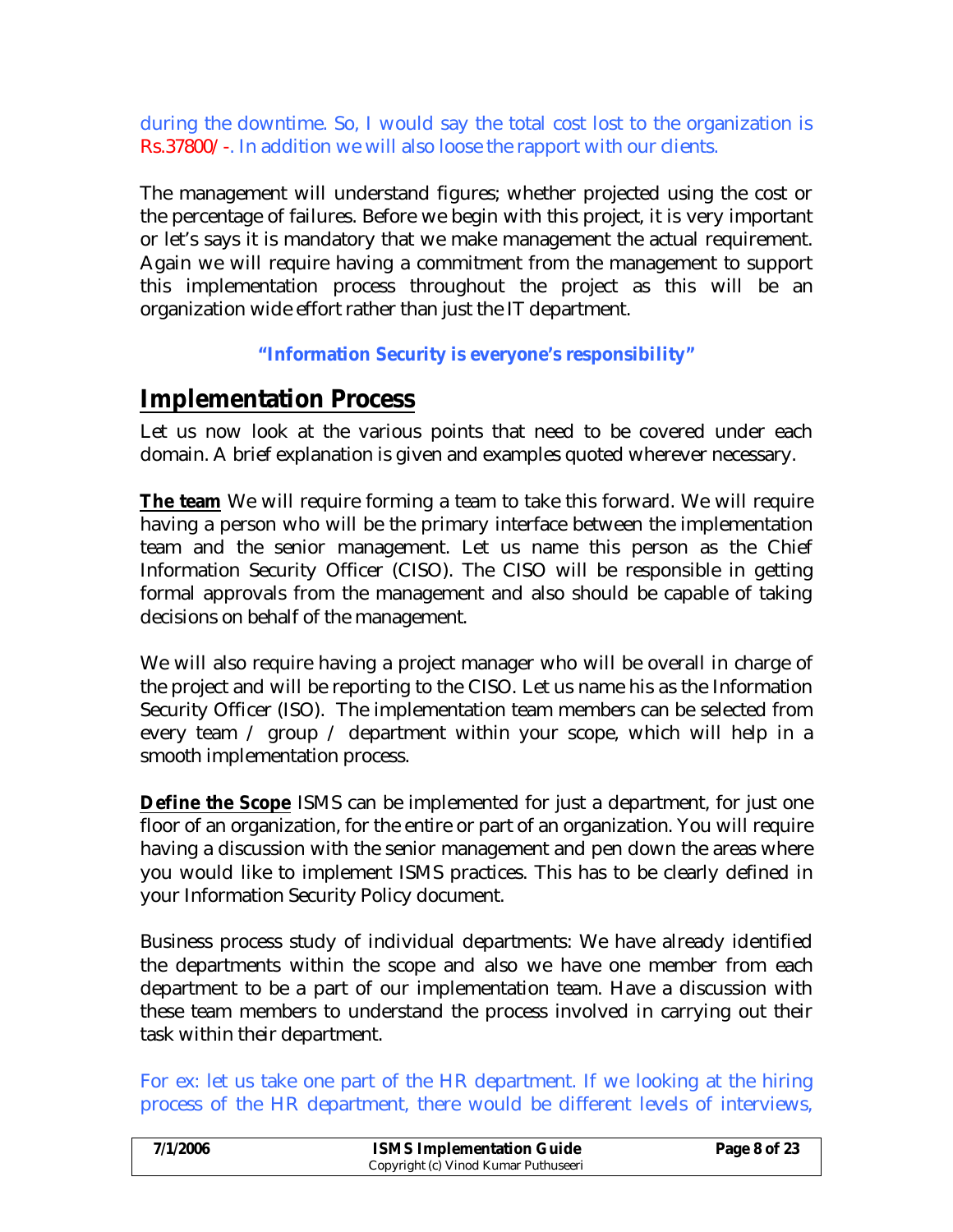during the downtime. So, I would say the total cost lost to the organization is Rs.37800/-. In addition we will also loose the rapport with our clients.

The management will understand figures; whether projected using the cost or the percentage of failures. Before we begin with this project, it is very important or let's says it is mandatory that we make management the actual requirement. Again we will require having a commitment from the management to support this implementation process throughout the project as this will be an organization wide effort rather than just the IT department.

**"Information Security is everyone's responsibility"**

## Implementation Process

Let us now look at the various points that need to be covered under each domain. A brief explanation is given and examples quoted wherever necessary.

**The team** We will require forming a team to take this forward. We will require having a person who will be the primary interface between the implementation team and the senior management. Let us name this person as the Chief Information Security Officer (CISO). The CISO will be responsible in getting formal approvals from the management and also should be capable of taking decisions on behalf of the management.

We will also require having a project manager who will be overall in charge of the project and will be reporting to the CISO. Let us name his as the Information Security Officer (ISO). The implementation team members can be selected from every team / group / department within your scope, which will help in a smooth implementation process.

**Define the Scope** ISMS can be implemented for just a department, for just one floor of an organization, for the entire or part of an organization. You will require having a discussion with the senior management and pen down the areas where you would like to implement ISMS practices. This has to be clearly defined in your Information Security Policy document.

Business process study of individual departments: We have already identified the departments within the scope and also we have one member from each department to be a part of our implementation team. Have a discussion with these team members to understand the process involved in carrying out their task within their department.

For ex: let us take one part of the HR department. If we looking at the hiring process of the HR department, there would be different levels of interviews,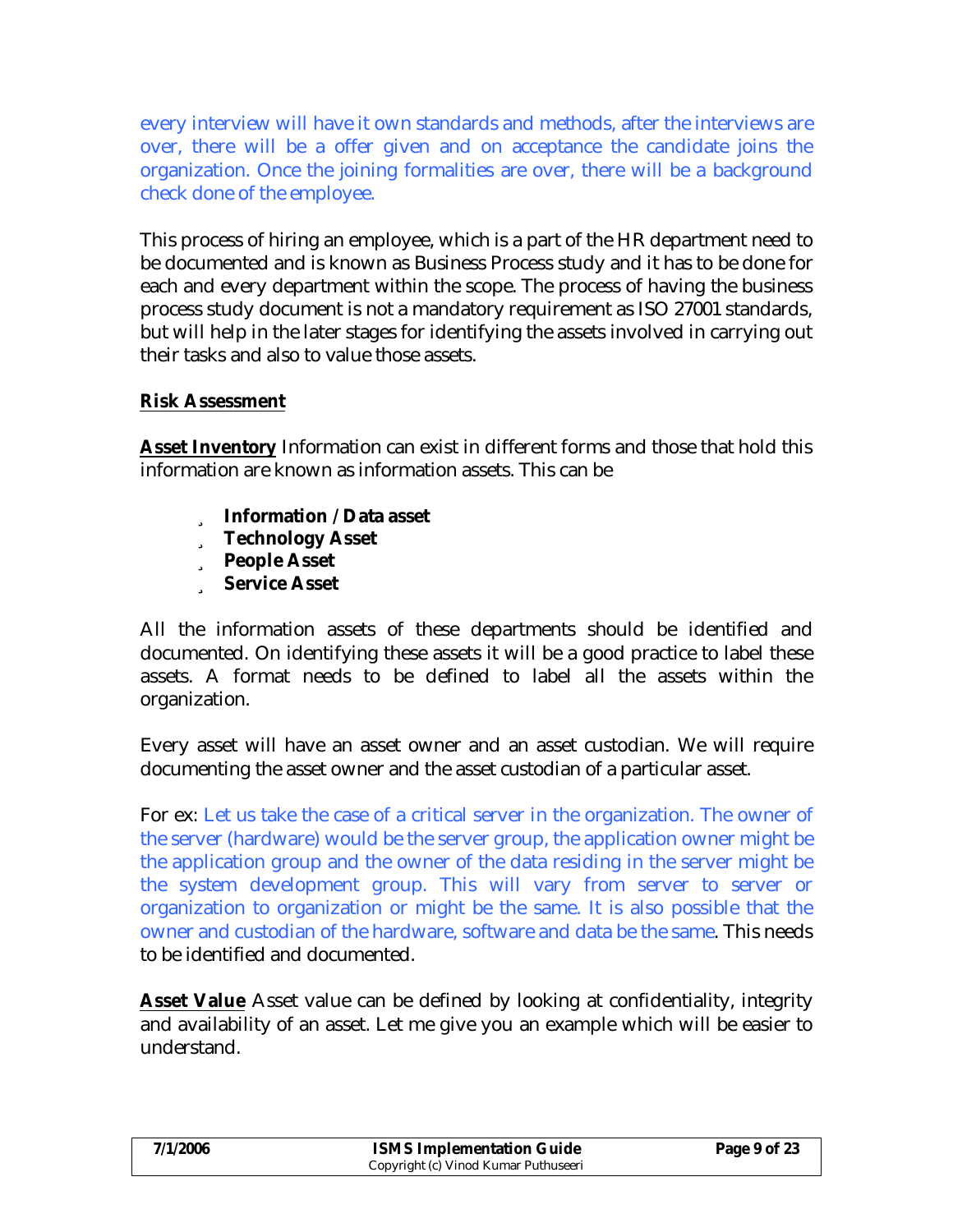every interview will have it own standards and methods, after the interviews are over, there will be a offer given and on acceptance the candidate joins the organization. Once the joining formalities are over, there will be a background check done of the employee.

This process of hiring an employee, which is a part of the HR department need to be documented and is known as Business Process study and it has to be done for each and every department within the scope. The process of having the business process study document is not a mandatory requirement as ISO 27001 standards, but will help in the later stages for identifying the assets involved in carrying out their tasks and also to value those assets.

**Risk Assessment**

**Asset Inventory** Information can exist in different forms and those that hold this information are known as information assets. This can be

- **Information / Data asset**
- **Technology Asset**
- **People Asset**
- **Service Asset**

All the information assets of these departments should be identified and documented. On identifying these assets it will be a good practice to label these assets. A format needs to be defined to label all the assets within the organization.

Every asset will have an asset owner and an asset custodian. We will require documenting the asset owner and the asset custodian of a particular asset.

For ex: Let us take the case of a critical server in the organization. The owner of the server (hardware) would be the server group, the application owner might be the application group and the owner of the data residing in the server might be the system development group. This will vary from server to server or organization to organization or might be the same. It is also possible that the owner and custodian of the hardware, software and data be the same. This needs to be identified and documented.

**Asset Value** Asset value can be defined by looking at confidentiality, integrity and availability of an asset. Let me give you an example which will be easier to understand.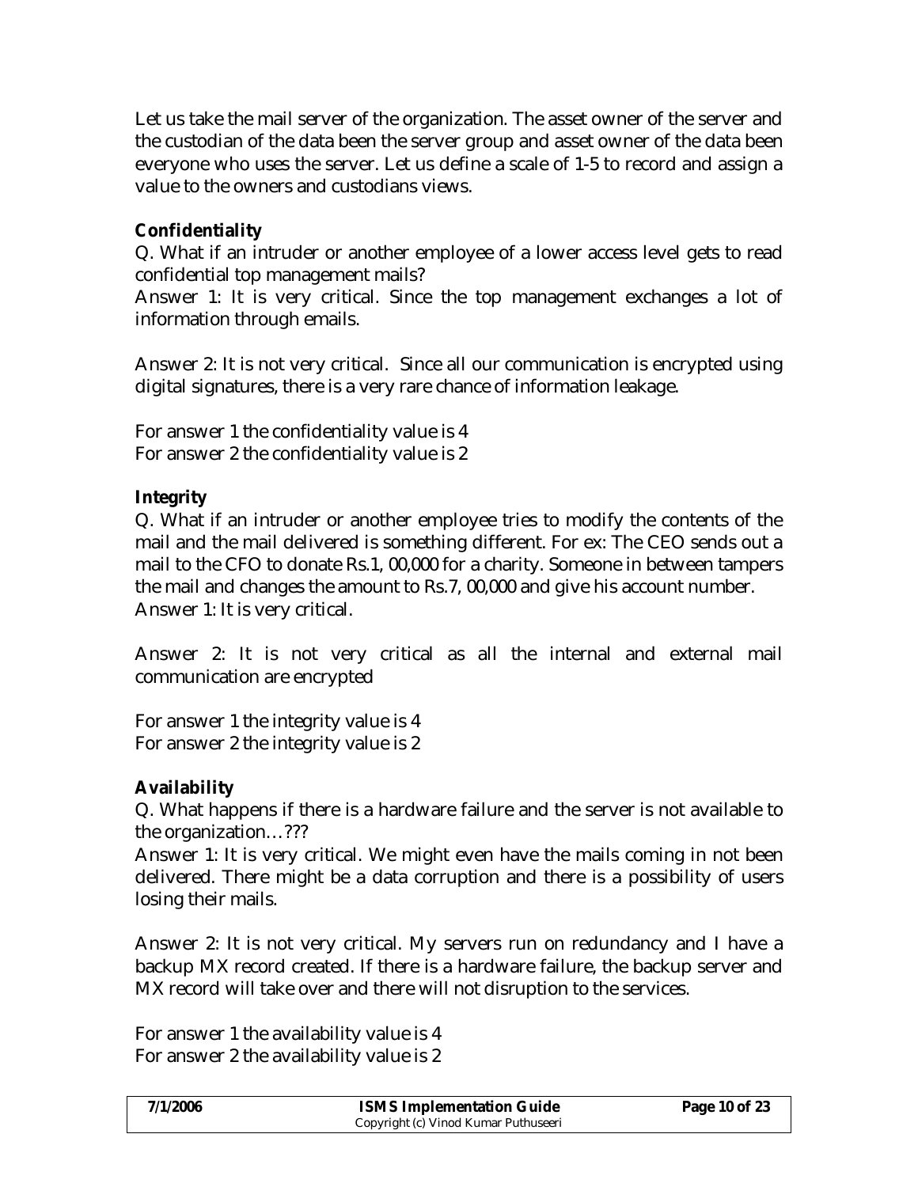Let us take the mail server of the organization. The asset owner of the server and the custodian of the data been the server group and asset owner of the data been everyone who uses the server. Let us define a scale of 1-5 to record and assign a value to the owners and custodians views.

**Confidentiality**

Q. What if an intruder or another employee of a lower access level gets to read confidential top management mails?

Answer 1: It is very critical. Since the top management exchanges a lot of information through emails.

Answer 2: It is not very critical. Since all our communication is encrypted using digital signatures, there is a very rare chance of information leakage.

For answer 1 the confidentiality value is 4
For answer 2 the confidentiality value is 2

**Integrity**

Q. What if an intruder or another employee tries to modify the contents of the mail and the mail delivered is something different. For ex: The CEO sends out a mail to the CFO to donate Rs.1, 00,000 for a charity. Someone in between tampers the mail and changes the amount to Rs.7, 00,000 and give his account number.
Answer 1: It is very critical.

Answer 2: It is not very critical as all the internal and external mail communication are encrypted

For answer 1 the integrity value is 4
For answer 2 the integrity value is 2

**Availability**

Q. What happens if there is a hardware failure and the server is not available to the organization…???

Answer 1: It is very critical. We might even have the mails coming in not been delivered. There might be a data corruption and there is a possibility of users losing their mails.

Answer 2: It is not very critical. My servers run on redundancy and I have a backup MX record created. If there is a hardware failure, the backup server and MX record will take over and there will not disruption to the services.

For answer 1 the availability value is 4
For answer 2 the availability value is 2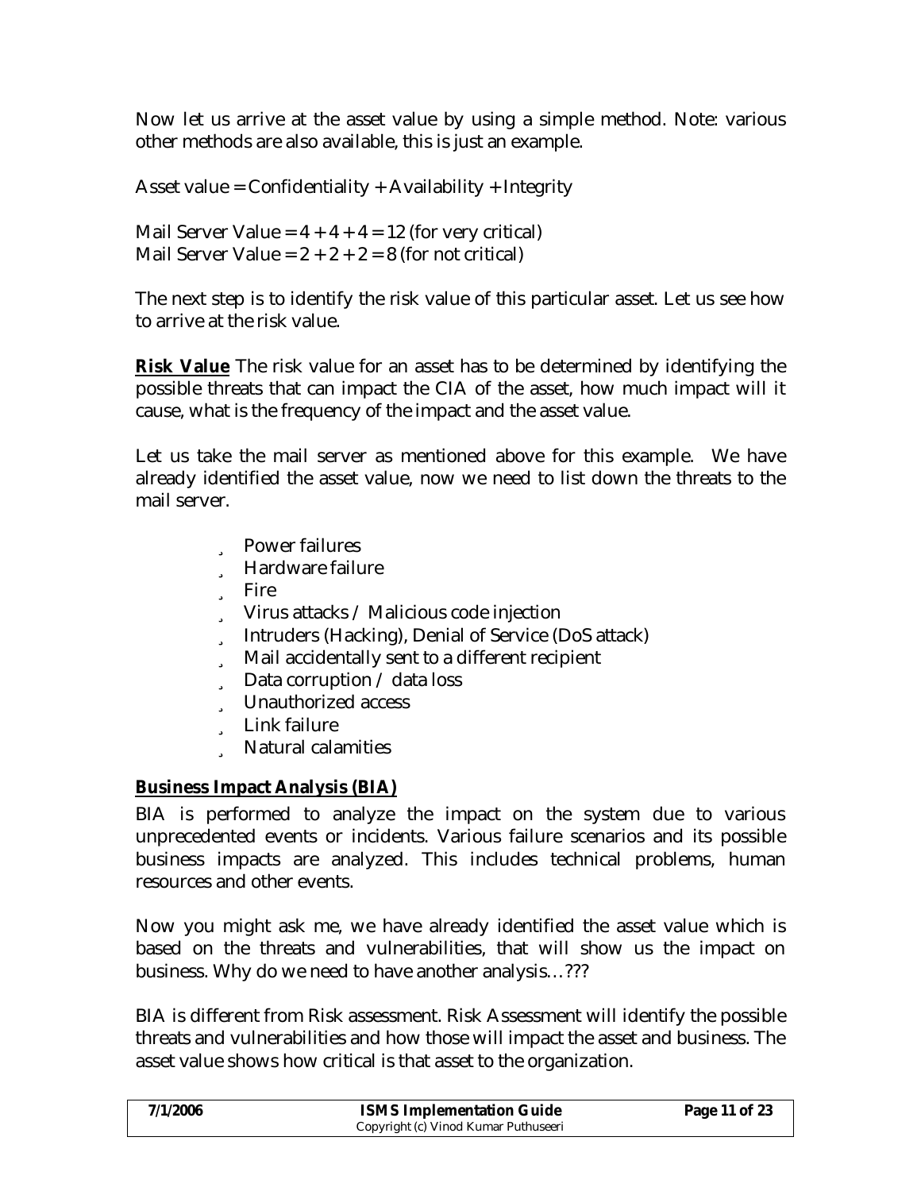Now let us arrive at the asset value by using a simple method. Note: various other methods are also available, this is just an example.

Asset value = Confidentiality + Availability + Integrity

Mail Server Value = 4 + 4 + 4 = 12 (for very critical)
Mail Server Value = 2 + 2 + 2 = 8 (for not critical)

The next step is to identify the risk value of this particular asset. Let us see how to arrive at the risk value.

**Risk Value** The risk value for an asset has to be determined by identifying the possible threats that can impact the CIA of the asset, how much impact will it cause, what is the frequency of the impact and the asset value.

Let us take the mail server as mentioned above for this example. We have already identified the asset value, now we need to list down the threats to the mail server.

- Power failures
- Hardware failure
- Fire
- Virus attacks / Malicious code injection
- Intruders (Hacking), Denial of Service (DoS attack)
- Mail accidentally sent to a different recipient
- Data corruption / data loss
- Unauthorized access
- Link failure
- Natural calamities

**Business Impact Analysis (BIA)**

BIA is performed to analyze the impact on the system due to various unprecedented events or incidents. Various failure scenarios and its possible business impacts are analyzed. This includes technical problems, human resources and other events.

Now you might ask me, we have already identified the asset value which is based on the threats and vulnerabilities, that will show us the impact on business. Why do we need to have another analysis…???

BIA is different from Risk assessment. Risk Assessment will identify the possible threats and vulnerabilities and how those will impact the asset and business. The asset value shows how critical is that asset to the organization.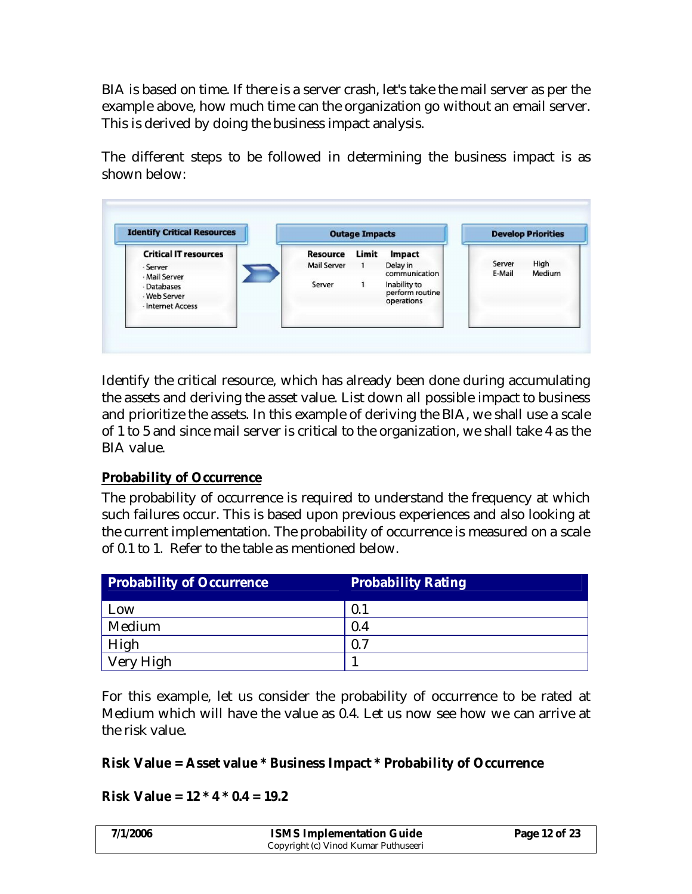BIA is based on time. If there is a server crash, let's take the mail server as per the example above, how much time can the organization go without an email server. This is derived by doing the business impact analysis.

The different steps to be followed in determining the business impact is as shown below:

| Identify Critical Resources | Outage Impacts | | | Develop Priorities | |
|---|---|---|---|---|---|
| **Critical IT resources** | **Resource** | **Limit** | **Impact** | | |
| · Server | Mail Server | 1 | Delay in communication | Server | High |
| · Mail Server | Server | 1 | Inability to perform routine operations | E-Mail | Medium |
| · Databases | | | | | |
| · Web Server | | | | | |
| · Internet Access | | | | | |

Identify the critical resource, which has already been done during accumulating the assets and deriving the asset value. List down all possible impact to business and prioritize the assets. In this example of deriving the BIA, we shall use a scale of 1 to 5 and since mail server is critical to the organization, we shall take 4 as the BIA value.

**Probability of Occurrence**

The probability of occurrence is required to understand the frequency at which such failures occur. This is based upon previous experiences and also looking at the current implementation. The probability of occurrence is measured on a scale of 0.1 to 1. Refer to the table as mentioned below.

| Probability of Occurrence | Probability Rating |
|---|---|
| Low | 0.1 |
| Medium | 0.4 |
| High | 0.7 |
| Very High | 1 |

For this example, let us consider the probability of occurrence to be rated at Medium which will have the value as 0.4. Let us now see how we can arrive at the risk value.

**Risk Value = Asset value * Business Impact * Probability of Occurrence**

**Risk Value = 12 * 4 * 0.4 = 19.2**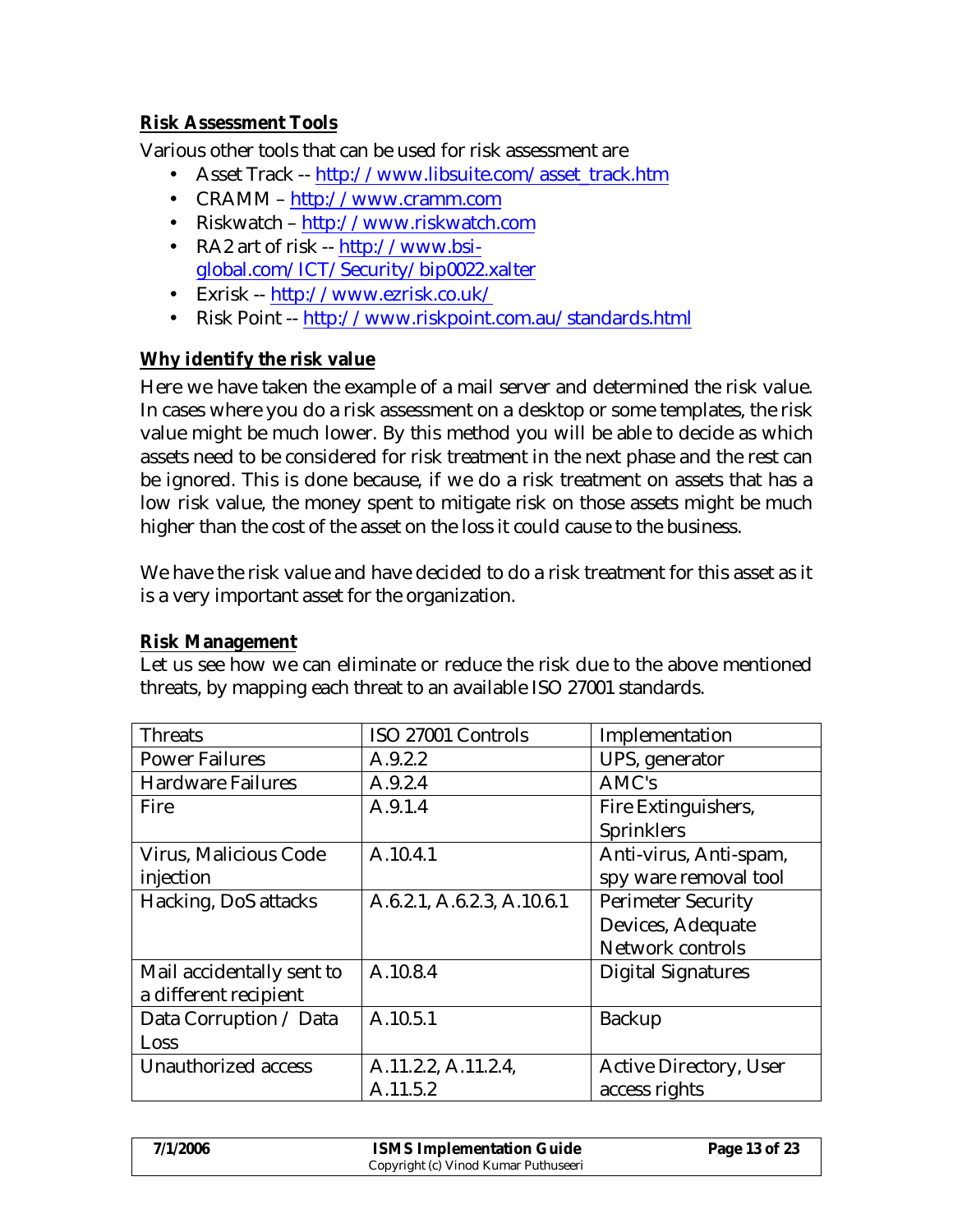**Risk Assessment Tools**

Various other tools that can be used for risk assessment are

- Asset Track -- http://www.libsuite.com/asset_track.htm
- CRAMM – http://www.cramm.com
- Riskwatch – http://www.riskwatch.com
- RA2 art of risk -- http://www.bsi-global.com/ICT/Security/bip0022.xalter
- Exrisk -- http://www.ezrisk.co.uk/
- Risk Point -- http://www.riskpoint.com.au/standards.html

**Why identify the risk value**

Here we have taken the example of a mail server and determined the risk value. In cases where you do a risk assessment on a desktop or some templates, the risk value might be much lower. By this method you will be able to decide as which assets need to be considered for risk treatment in the next phase and the rest can be ignored. This is done because, if we do a risk treatment on assets that has a low risk value, the money spent to mitigate risk on those assets might be much higher than the cost of the asset on the loss it could cause to the business.

We have the risk value and have decided to do a risk treatment for this asset as it is a very important asset for the organization.

**Risk Management**

Let us see how we can eliminate or reduce the risk due to the above mentioned threats, by mapping each threat to an available ISO 27001 standards.

| Threats | ISO 27001 Controls | Implementation |
|---|---|---|
| Power Failures | A.9.2.2 | UPS, generator |
| Hardware Failures | A.9.2.4 | AMC's |
| Fire | A.9.1.4 | Fire Extinguishers, Sprinklers |
| Virus, Malicious Code injection | A.10.4.1 | Anti-virus, Anti-spam, spy ware removal tool |
| Hacking, DoS attacks | A.6.2.1, A.6.2.3, A.10.6.1 | Perimeter Security Devices, Adequate Network controls |
| Mail accidentally sent to a different recipient | A.10.8.4 | Digital Signatures |
| Data Corruption / Data Loss | A.10.5.1 | Backup |
| Unauthorized access | A.11.2.2, A.11.2.4, A.11.5.2 | Active Directory, User access rights |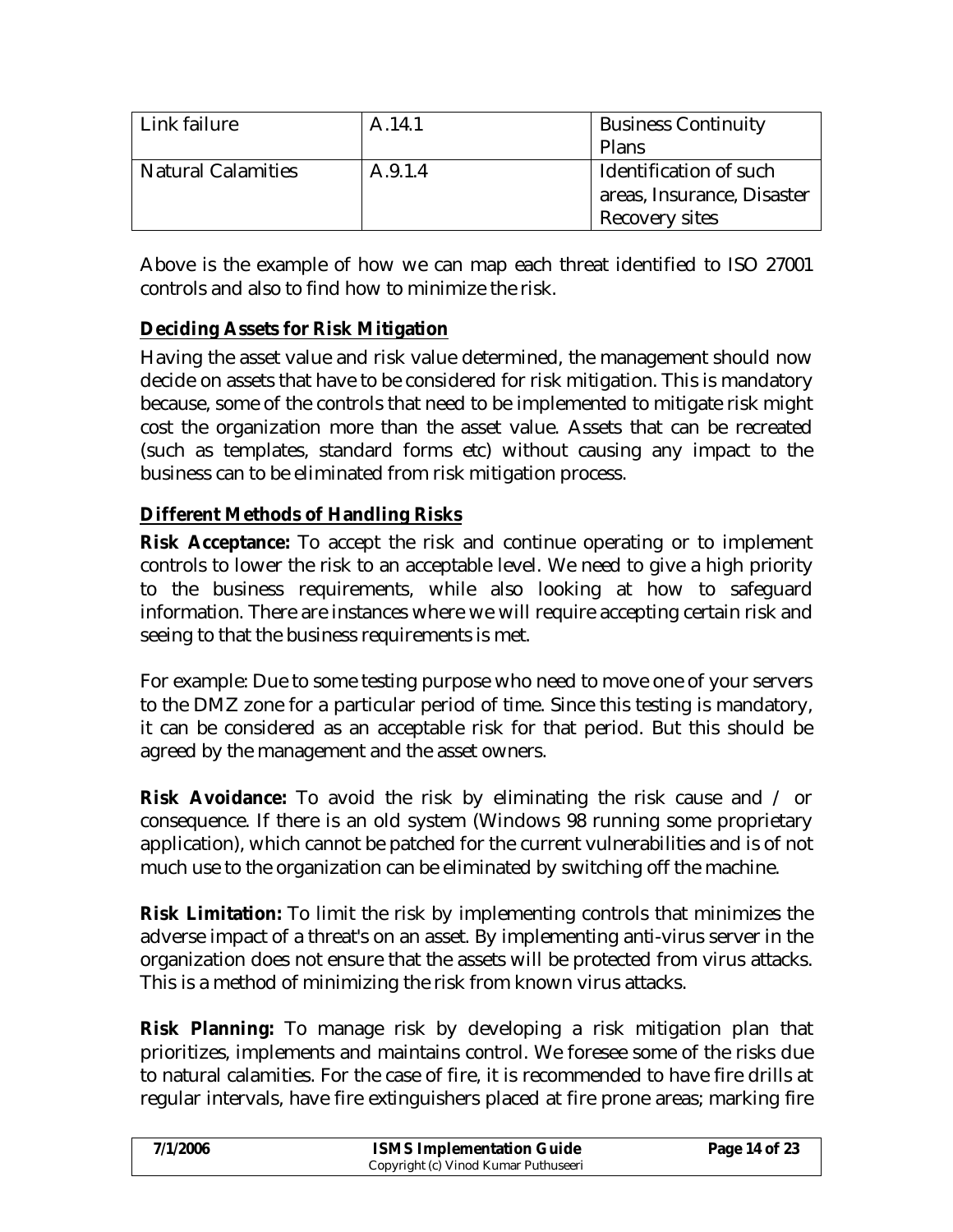| Link failure | A.14.1 | Business Continuity Plans |
|---|---|---|
| Natural Calamities | A.9.1.4 | Identification of such areas, Insurance, Disaster Recovery sites |

Above is the example of how we can map each threat identified to ISO 27001 controls and also to find how to minimize the risk.

## Deciding Assets for Risk Mitigation

Having the asset value and risk value determined, the management should now decide on assets that have to be considered for risk mitigation. This is mandatory because, some of the controls that need to be implemented to mitigate risk might cost the organization more than the asset value. Assets that can be recreated (such as templates, standard forms etc) without causing any impact to the business can to be eliminated from risk mitigation process.

## Different Methods of Handling Risks

**Risk Acceptance:** To accept the risk and continue operating or to implement controls to lower the risk to an acceptable level. We need to give a high priority to the business requirements, while also looking at how to safeguard information. There are instances where we will require accepting certain risk and seeing to that the business requirements is met.

For example: Due to some testing purpose who need to move one of your servers to the DMZ zone for a particular period of time. Since this testing is mandatory, it can be considered as an acceptable risk for that period. But this should be agreed by the management and the asset owners.

**Risk Avoidance:** To avoid the risk by eliminating the risk cause and / or consequence. If there is an old system (Windows 98 running some proprietary application), which cannot be patched for the current vulnerabilities and is of not much use to the organization can be eliminated by switching off the machine.

**Risk Limitation:** To limit the risk by implementing controls that minimizes the adverse impact of a threat's on an asset. By implementing anti-virus server in the organization does not ensure that the assets will be protected from virus attacks. This is a method of minimizing the risk from known virus attacks.

**Risk Planning:** To manage risk by developing a risk mitigation plan that prioritizes, implements and maintains control. We foresee some of the risks due to natural calamities. For the case of fire, it is recommended to have fire drills at regular intervals, have fire extinguishers placed at fire prone areas; marking fire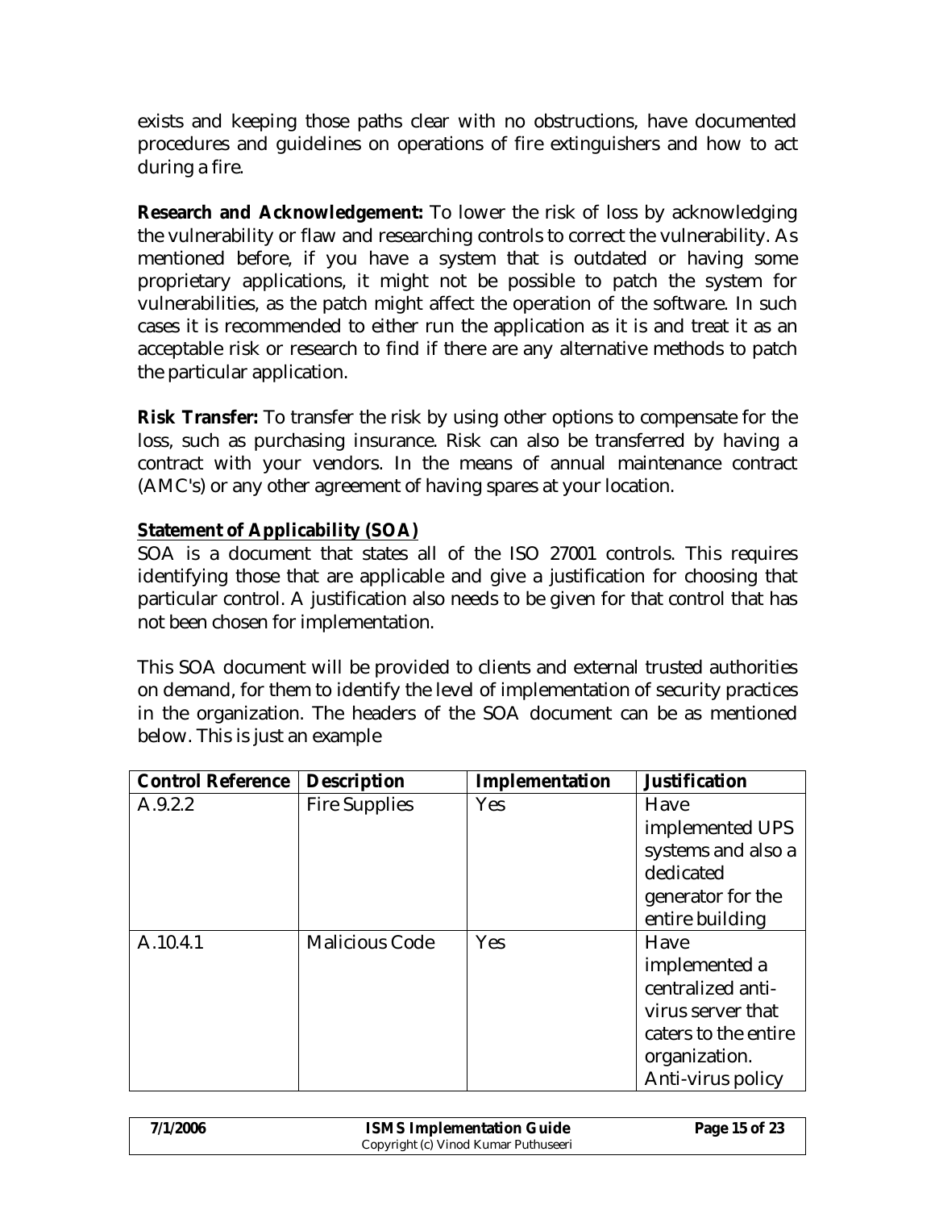exists and keeping those paths clear with no obstructions, have documented procedures and guidelines on operations of fire extinguishers and how to act during a fire.

**Research and Acknowledgement:** To lower the risk of loss by acknowledging the vulnerability or flaw and researching controls to correct the vulnerability. As mentioned before, if you have a system that is outdated or having some proprietary applications, it might not be possible to patch the system for vulnerabilities, as the patch might affect the operation of the software. In such cases it is recommended to either run the application as it is and treat it as an acceptable risk or research to find if there are any alternative methods to patch the particular application.

**Risk Transfer:** To transfer the risk by using other options to compensate for the loss, such as purchasing insurance. Risk can also be transferred by having a contract with your vendors. In the means of annual maintenance contract (AMC's) or any other agreement of having spares at your location.

**Statement of Applicability (SOA)**

SOA is a document that states all of the ISO 27001 controls. This requires identifying those that are applicable and give a justification for choosing that particular control. A justification also needs to be given for that control that has not been chosen for implementation.

This SOA document will be provided to clients and external trusted authorities on demand, for them to identify the level of implementation of security practices in the organization. The headers of the SOA document can be as mentioned below. This is just an example

| Control Reference | Description | Implementation | Justification |
|---|---|---|---|
| A.9.2.2 | Fire Supplies | Yes | Have implemented UPS systems and also a dedicated generator for the entire building |
| A.10.4.1 | Malicious Code | Yes | Have implemented a centralized anti-virus server that caters to the entire organization. Anti-virus policy |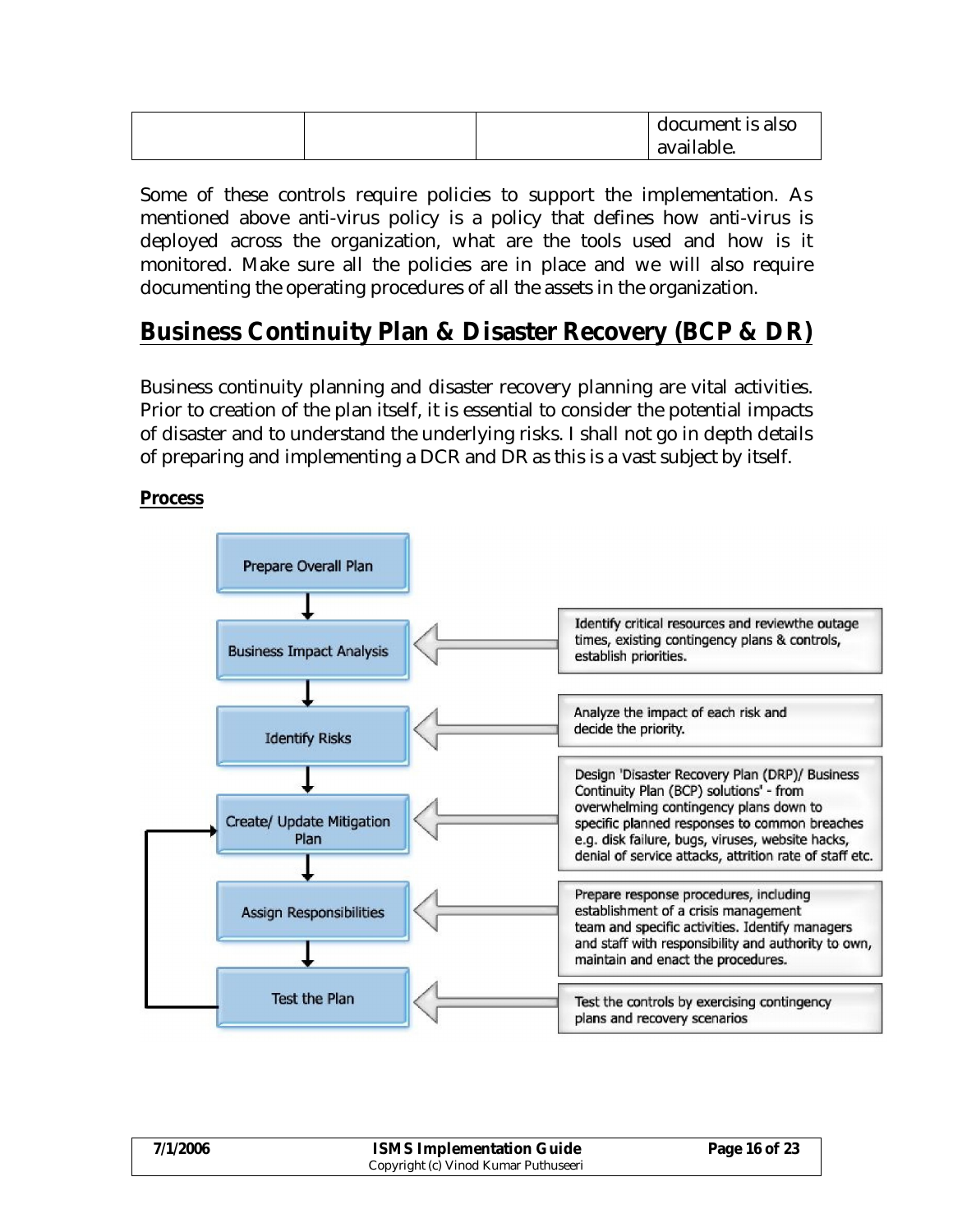|  |  |  | document is also available. |
|---|---|---|---|

Some of these controls require policies to support the implementation. As mentioned above anti-virus policy is a policy that defines how anti-virus is deployed across the organization, what are the tools used and how is it monitored. Make sure all the policies are in place and we will also require documenting the operating procedures of all the assets in the organization.

## Business Continuity Plan & Disaster Recovery (BCP & DR)

Business continuity planning and disaster recovery planning are vital activities. Prior to creation of the plan itself, it is essential to consider the potential impacts of disaster and to understand the underlying risks. I shall not go in depth details of preparing and implementing a DCR and DR as this is a vast subject by itself.

**Process**

| Step | Description |
|---|---|
| Prepare Overall Plan | |
| Business Impact Analysis | Identify critical resources and reviewthe outage times, existing contingency plans & controls, establish priorities. |
| Identify Risks | Analyze the impact of each risk and decide the priority. |
| Create/ Update Mitigation Plan | Design 'Disaster Recovery Plan (DRP)/ Business Continuity Plan (BCP) solutions' - from overwhelming contingency plans down to specific planned responses to common breaches e.g. disk failure, bugs, viruses, website hacks, denial of service attacks, attrition rate of staff etc. |
| Assign Responsibilities | Prepare response procedures, including establishment of a crisis management team and specific activities. Identify managers and staff with responsibility and authority to own, maintain and enact the procedures. |
| Test the Plan | Test the controls by exercising contingency plans and recovery scenarios |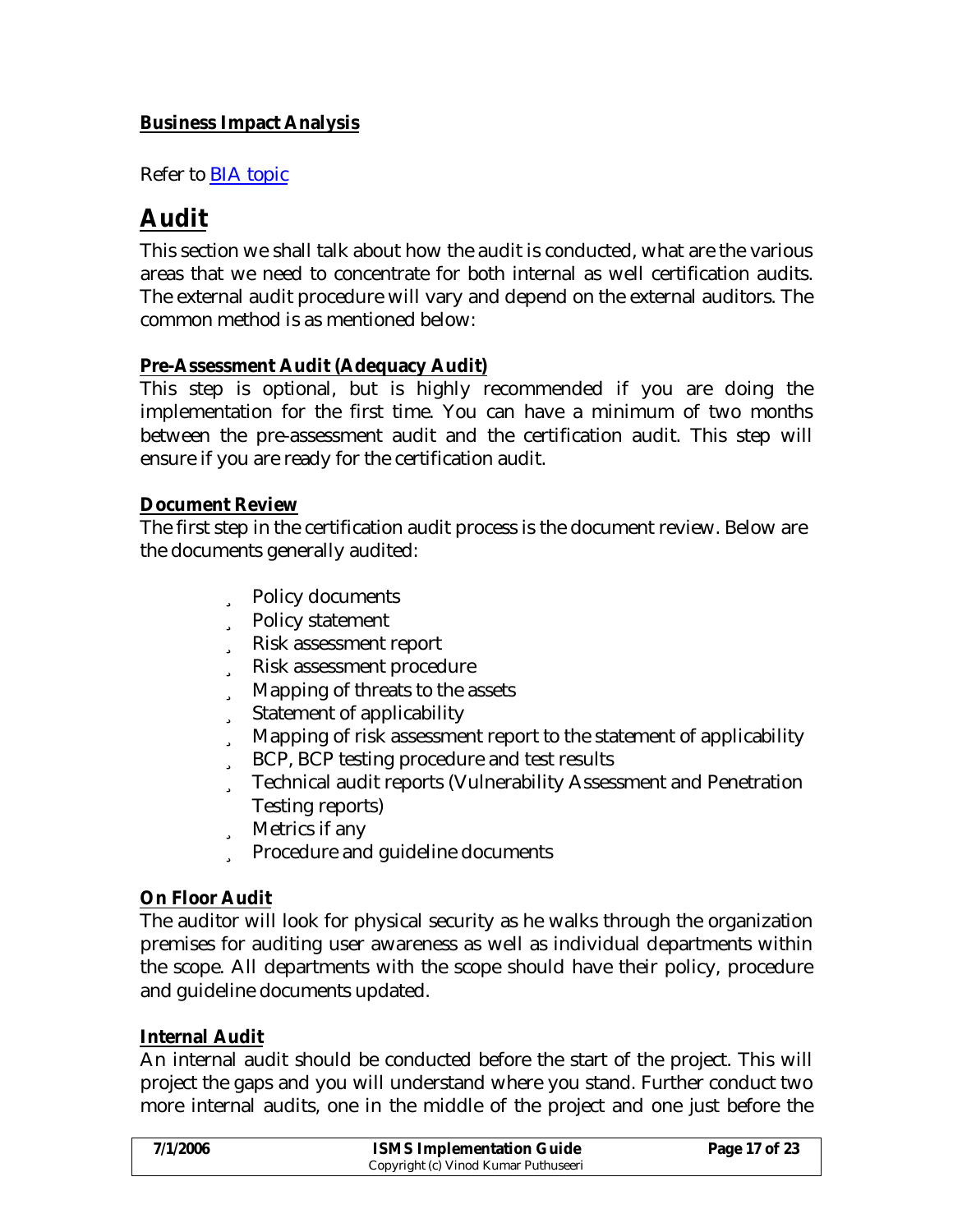### **Business Impact Analysis**

Refer to [BIA topic]

# **Audit**

This section we shall talk about how the audit is conducted, what are the various areas that we need to concentrate for both internal as well certification audits. The external audit procedure will vary and depend on the external auditors. The common method is as mentioned below:

### **Pre-Assessment Audit (Adequacy Audit)**

This step is optional, but is highly recommended if you are doing the implementation for the first time. You can have a minimum of two months between the pre-assessment audit and the certification audit. This step will ensure if you are ready for the certification audit.

### **Document Review**

The first step in the certification audit process is the document review. Below are the documents generally audited:

- Policy documents
- Policy statement
- Risk assessment report
- Risk assessment procedure
- Mapping of threats to the assets
- Statement of applicability
- Mapping of risk assessment report to the statement of applicability
- BCP, BCP testing procedure and test results
- Technical audit reports (Vulnerability Assessment and Penetration Testing reports)
- Metrics if any
- Procedure and guideline documents

### **On Floor Audit**

The auditor will look for physical security as he walks through the organization premises for auditing user awareness as well as individual departments within the scope. All departments with the scope should have their policy, procedure and guideline documents updated.

### **Internal Audit**

An internal audit should be conducted before the start of the project. This will project the gaps and you will understand where you stand. Further conduct two more internal audits, one in the middle of the project and one just before the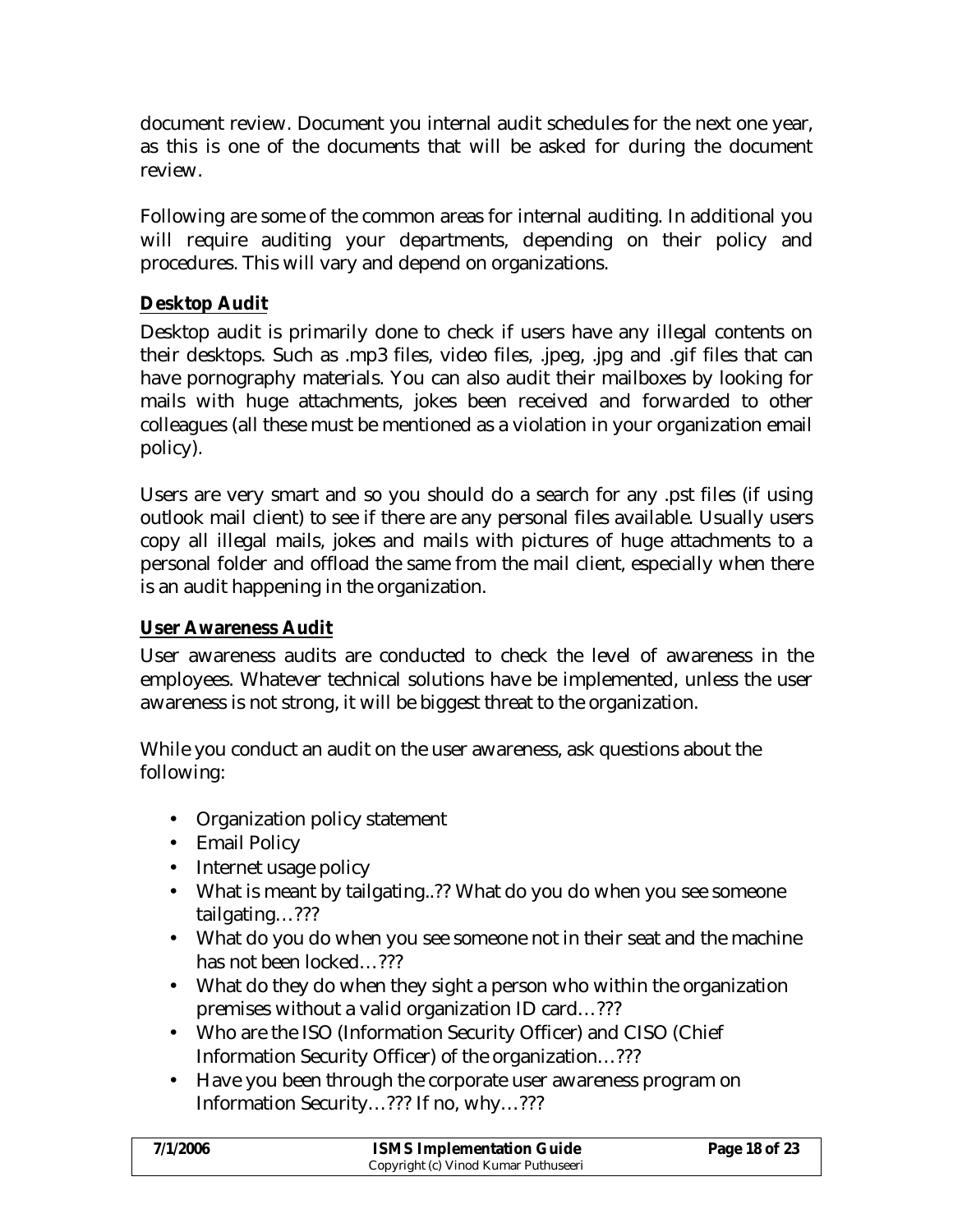document review. Document you internal audit schedules for the next one year, as this is one of the documents that will be asked for during the document review.

Following are some of the common areas for internal auditing. In additional you will require auditing your departments, depending on their policy and procedures. This will vary and depend on organizations.

**Desktop Audit**

Desktop audit is primarily done to check if users have any illegal contents on their desktops. Such as .mp3 files, video files, .jpeg, .jpg and .gif files that can have pornography materials. You can also audit their mailboxes by looking for mails with huge attachments, jokes been received and forwarded to other colleagues (all these must be mentioned as a violation in your organization email policy).

Users are very smart and so you should do a search for any .pst files (if using outlook mail client) to see if there are any personal files available. Usually users copy all illegal mails, jokes and mails with pictures of huge attachments to a personal folder and offload the same from the mail client, especially when there is an audit happening in the organization.

**User Awareness Audit**

User awareness audits are conducted to check the level of awareness in the employees. Whatever technical solutions have be implemented, unless the user awareness is not strong, it will be biggest threat to the organization.

While you conduct an audit on the user awareness, ask questions about the following:

- Organization policy statement
- Email Policy
- Internet usage policy
- What is meant by tailgating..?? What do you do when you see someone tailgating…???
- What do you do when you see someone not in their seat and the machine has not been locked…???
- What do they do when they sight a person who within the organization premises without a valid organization ID card…???
- Who are the ISO (Information Security Officer) and CISO (Chief Information Security Officer) of the organization…???
- Have you been through the corporate user awareness program on Information Security…??? If no, why…???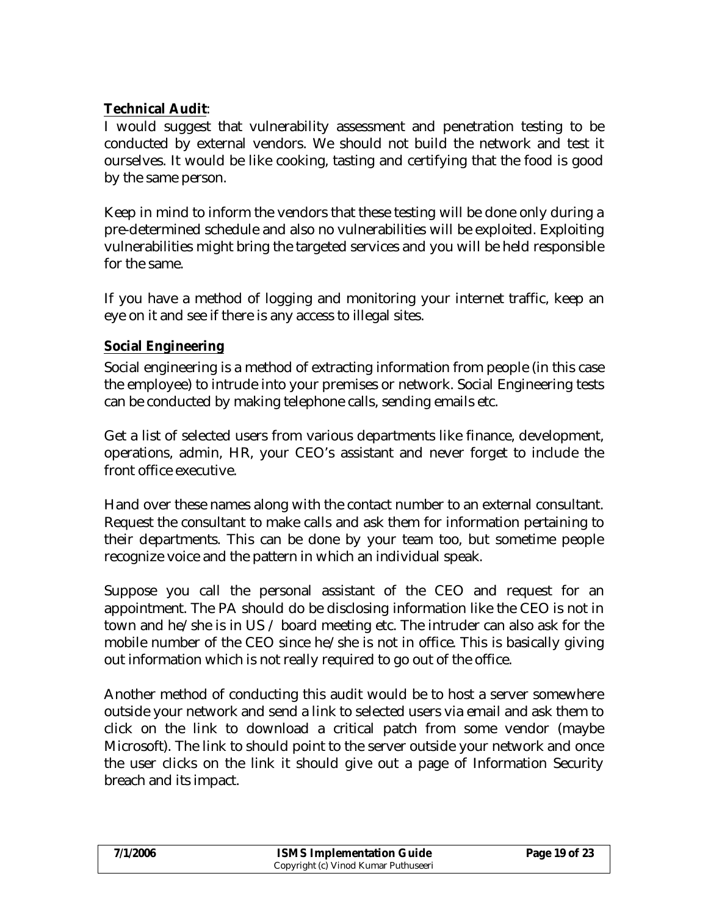**Technical Audit**:

I would suggest that vulnerability assessment and penetration testing to be conducted by external vendors. We should not build the network and test it ourselves. It would be like cooking, tasting and certifying that the food is good by the same person.

Keep in mind to inform the vendors that these testing will be done only during a pre-determined schedule and also no vulnerabilities will be exploited. Exploiting vulnerabilities might bring the targeted services and you will be held responsible for the same.

If you have a method of logging and monitoring your internet traffic, keep an eye on it and see if there is any access to illegal sites.

**Social Engineering**

Social engineering is a method of extracting information from people (in this case the employee) to intrude into your premises or network. Social Engineering tests can be conducted by making telephone calls, sending emails etc.

Get a list of selected users from various departments like finance, development, operations, admin, HR, your CEO's assistant and never forget to include the front office executive.

Hand over these names along with the contact number to an external consultant. Request the consultant to make calls and ask them for information pertaining to their departments. This can be done by your team too, but sometime people recognize voice and the pattern in which an individual speak.

Suppose you call the personal assistant of the CEO and request for an appointment. The PA should do be disclosing information like the CEO is not in town and he/she is in US / board meeting etc. The intruder can also ask for the mobile number of the CEO since he/she is not in office. This is basically giving out information which is not really required to go out of the office.

Another method of conducting this audit would be to host a server somewhere outside your network and send a link to selected users via email and ask them to click on the link to download a critical patch from some vendor (maybe Microsoft). The link to should point to the server outside your network and once the user clicks on the link it should give out a page of Information Security breach and its impact.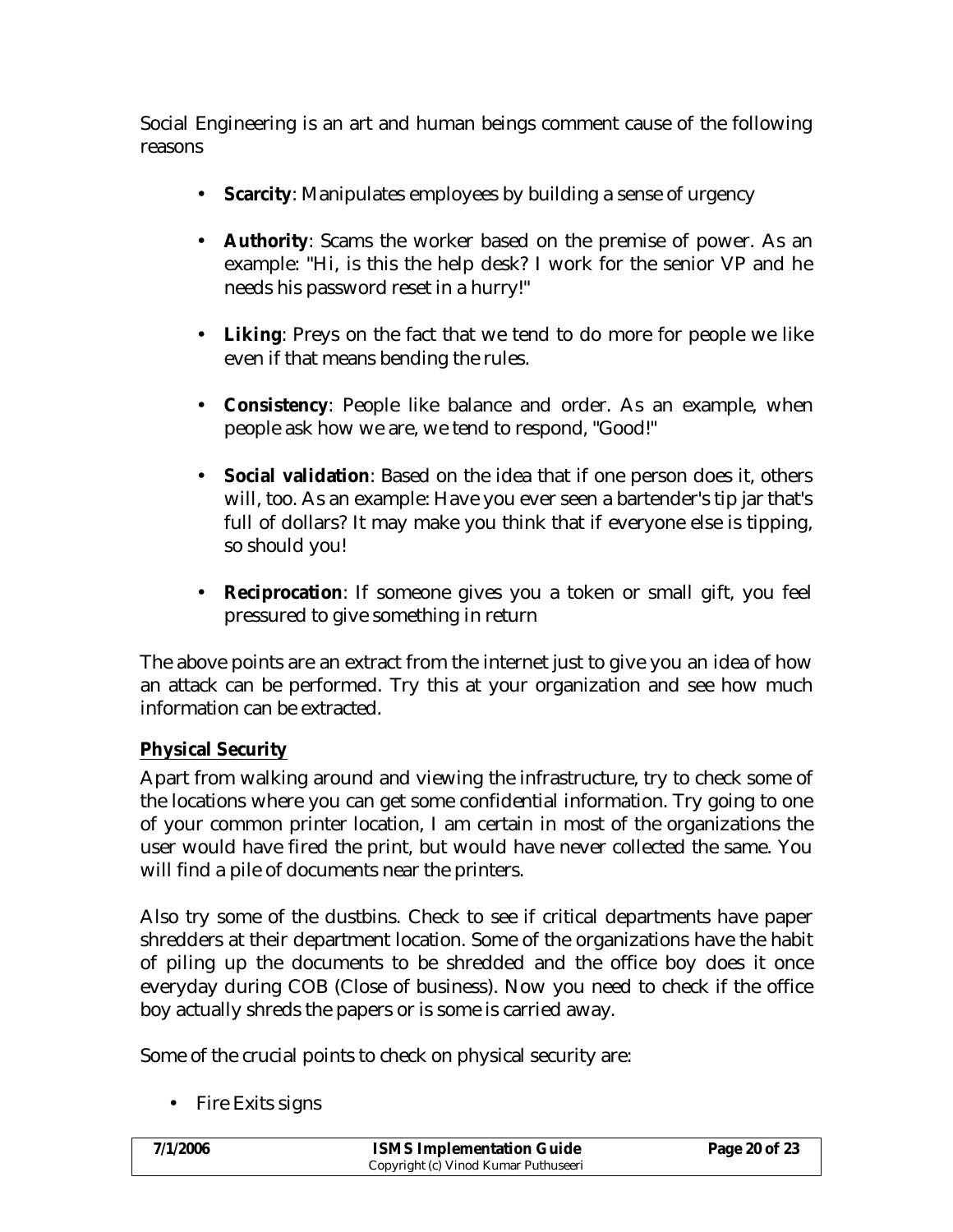Social Engineering is an art and human beings comment cause of the following reasons

- **Scarcity**: Manipulates employees by building a sense of urgency
- **Authority**: Scams the worker based on the premise of power. As an example: "Hi, is this the help desk? I work for the senior VP and he needs his password reset in a hurry!"
- **Liking**: Preys on the fact that we tend to do more for people we like even if that means bending the rules.
- **Consistency**: People like balance and order. As an example, when people ask how we are, we tend to respond, "Good!"
- **Social validation**: Based on the idea that if one person does it, others will, too. As an example: Have you ever seen a bartender's tip jar that's full of dollars? It may make you think that if everyone else is tipping, so should you!
- **Reciprocation**: If someone gives you a token or small gift, you feel pressured to give something in return

The above points are an extract from the internet just to give you an idea of how an attack can be performed. Try this at your organization and see how much information can be extracted.

**Physical Security**

Apart from walking around and viewing the infrastructure, try to check some of the locations where you can get some confidential information. Try going to one of your common printer location, I am certain in most of the organizations the user would have fired the print, but would have never collected the same. You will find a pile of documents near the printers.

Also try some of the dustbins. Check to see if critical departments have paper shredders at their department location. Some of the organizations have the habit of piling up the documents to be shredded and the office boy does it once everyday during COB (Close of business). Now you need to check if the office boy actually shreds the papers or is some is carried away.

Some of the crucial points to check on physical security are:

- Fire Exits signs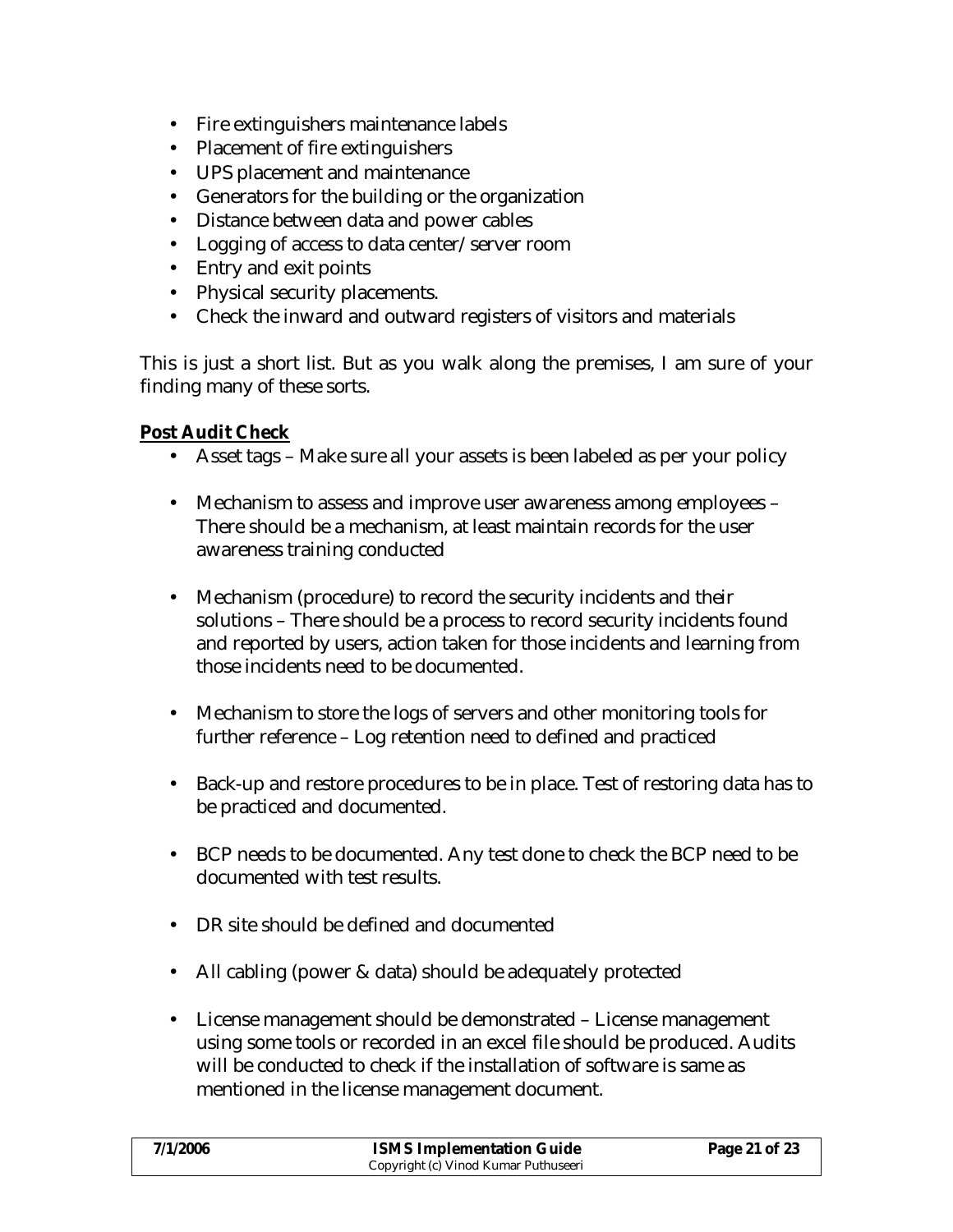- Fire extinguishers maintenance labels
- Placement of fire extinguishers
- UPS placement and maintenance
- Generators for the building or the organization
- Distance between data and power cables
- Logging of access to data center/ server room
- Entry and exit points
- Physical security placements.
- Check the inward and outward registers of visitors and materials

This is just a short list. But as you walk along the premises, I am sure of your finding many of these sorts.

**Post Audit Check**

- Asset tags – Make sure all your assets is been labeled as per your policy
- Mechanism to assess and improve user awareness among employees – There should be a mechanism, at least maintain records for the user awareness training conducted
- Mechanism (procedure) to record the security incidents and their solutions – There should be a process to record security incidents found and reported by users, action taken for those incidents and learning from those incidents need to be documented.
- Mechanism to store the logs of servers and other monitoring tools for further reference – Log retention need to defined and practiced
- Back-up and restore procedures to be in place. Test of restoring data has to be practiced and documented.
- BCP needs to be documented. Any test done to check the BCP need to be documented with test results.
- DR site should be defined and documented
- All cabling (power & data) should be adequately protected
- License management should be demonstrated – License management using some tools or recorded in an excel file should be produced. Audits will be conducted to check if the installation of software is same as mentioned in the license management document.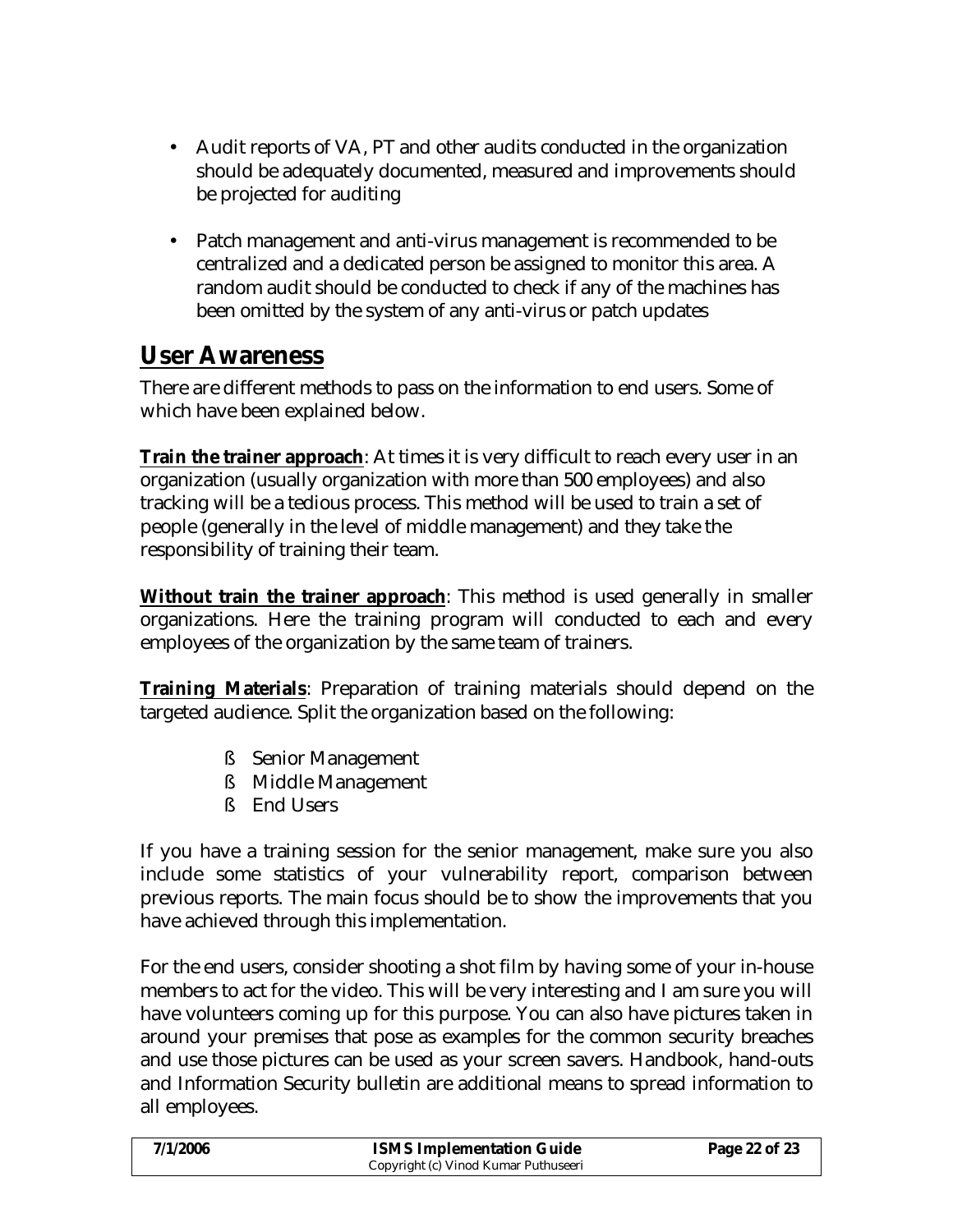- Audit reports of VA, PT and other audits conducted in the organization should be adequately documented, measured and improvements should be projected for auditing

- Patch management and anti-virus management is recommended to be centralized and a dedicated person be assigned to monitor this area. A random audit should be conducted to check if any of the machines has been omitted by the system of any anti-virus or patch updates

## User Awareness

There are different methods to pass on the information to end users. Some of which have been explained below.

**Train the trainer approach**: At times it is very difficult to reach every user in an organization (usually organization with more than 500 employees) and also tracking will be a tedious process. This method will be used to train a set of people (generally in the level of middle management) and they take the responsibility of training their team.

**Without train the trainer approach**: This method is used generally in smaller organizations. Here the training program will conducted to each and every employees of the organization by the same team of trainers.

**Training Materials**: Preparation of training materials should depend on the targeted audience. Split the organization based on the following:

- Senior Management
- Middle Management
- End Users

If you have a training session for the senior management, make sure you also include some statistics of your vulnerability report, comparison between previous reports. The main focus should be to show the improvements that you have achieved through this implementation.

For the end users, consider shooting a shot film by having some of your in-house members to act for the video. This will be very interesting and I am sure you will have volunteers coming up for this purpose. You can also have pictures taken in around your premises that pose as examples for the common security breaches and use those pictures can be used as your screen savers. Handbook, hand-outs and Information Security bulletin are additional means to spread information to all employees.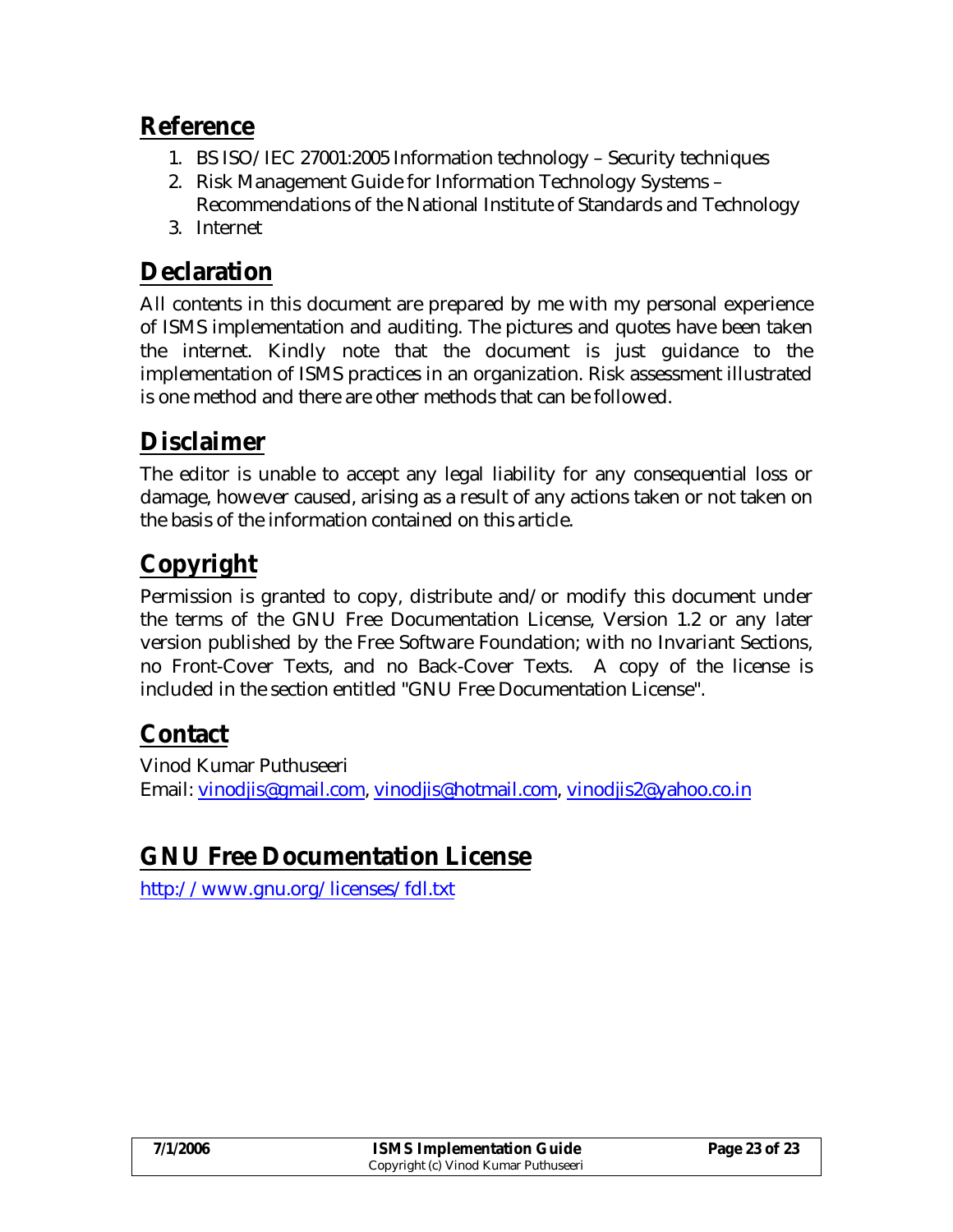## Reference

1. BS ISO/IEC 27001:2005 Information technology – Security techniques
2. Risk Management Guide for Information Technology Systems – Recommendations of the National Institute of Standards and Technology
3. Internet

## Declaration

All contents in this document are prepared by me with my personal experience of ISMS implementation and auditing. The pictures and quotes have been taken the internet. Kindly note that the document is just guidance to the implementation of ISMS practices in an organization. Risk assessment illustrated is one method and there are other methods that can be followed.

## Disclaimer

The editor is unable to accept any legal liability for any consequential loss or damage, however caused, arising as a result of any actions taken or not taken on the basis of the information contained on this article.

## Copyright

Permission is granted to copy, distribute and/or modify this document under the terms of the GNU Free Documentation License, Version 1.2 or any later version published by the Free Software Foundation; with no Invariant Sections, no Front-Cover Texts, and no Back-Cover Texts. A copy of the license is included in the section entitled "GNU Free Documentation License".

## Contact

Vinod Kumar Puthuseeri
Email: vinodjis@gmail.com, vinodjis@hotmail.com, vinodjis2@yahoo.co.in

## GNU Free Documentation License

http://www.gnu.org/licenses/fdl.txt